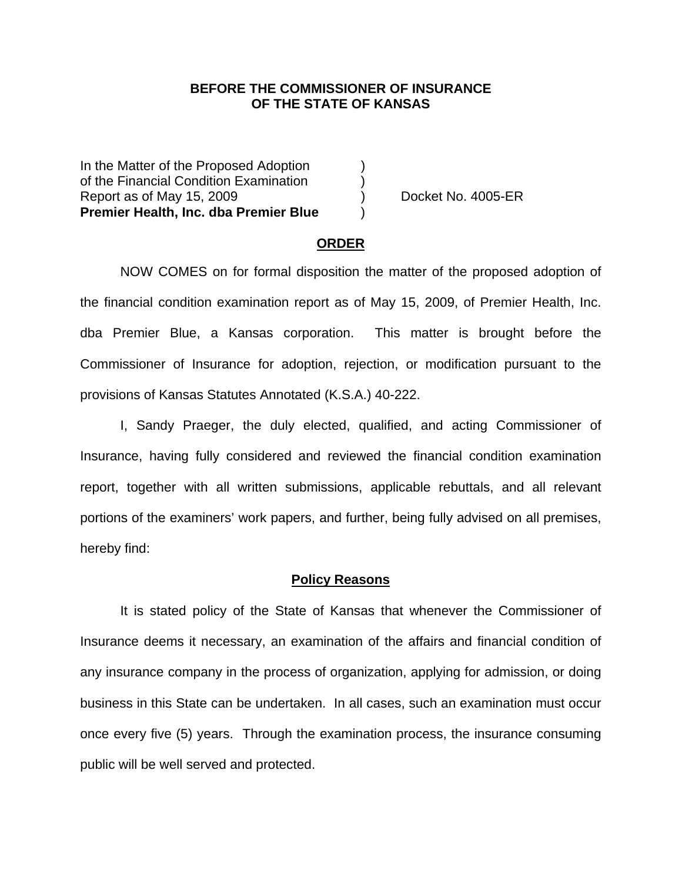**BEFORE THE COMMISSIONER OF INSURANCE**
**OF THE STATE OF KANSAS**

In the Matter of the Proposed Adoption )
of the Financial Condition Examination )
Report as of May 15, 2009 ) Docket No. 4005-ER
**Premier Health, Inc. dba Premier Blue** )

**ORDER**

NOW COMES on for formal disposition the matter of the proposed adoption of the financial condition examination report as of May 15, 2009, of Premier Health, Inc. dba Premier Blue, a Kansas corporation. This matter is brought before the Commissioner of Insurance for adoption, rejection, or modification pursuant to the provisions of Kansas Statutes Annotated (K.S.A.) 40-222.

I, Sandy Praeger, the duly elected, qualified, and acting Commissioner of Insurance, having fully considered and reviewed the financial condition examination report, together with all written submissions, applicable rebuttals, and all relevant portions of the examiners' work papers, and further, being fully advised on all premises, hereby find:

**Policy Reasons**

It is stated policy of the State of Kansas that whenever the Commissioner of Insurance deems it necessary, an examination of the affairs and financial condition of any insurance company in the process of organization, applying for admission, or doing business in this State can be undertaken. In all cases, such an examination must occur once every five (5) years. Through the examination process, the insurance consuming public will be well served and protected.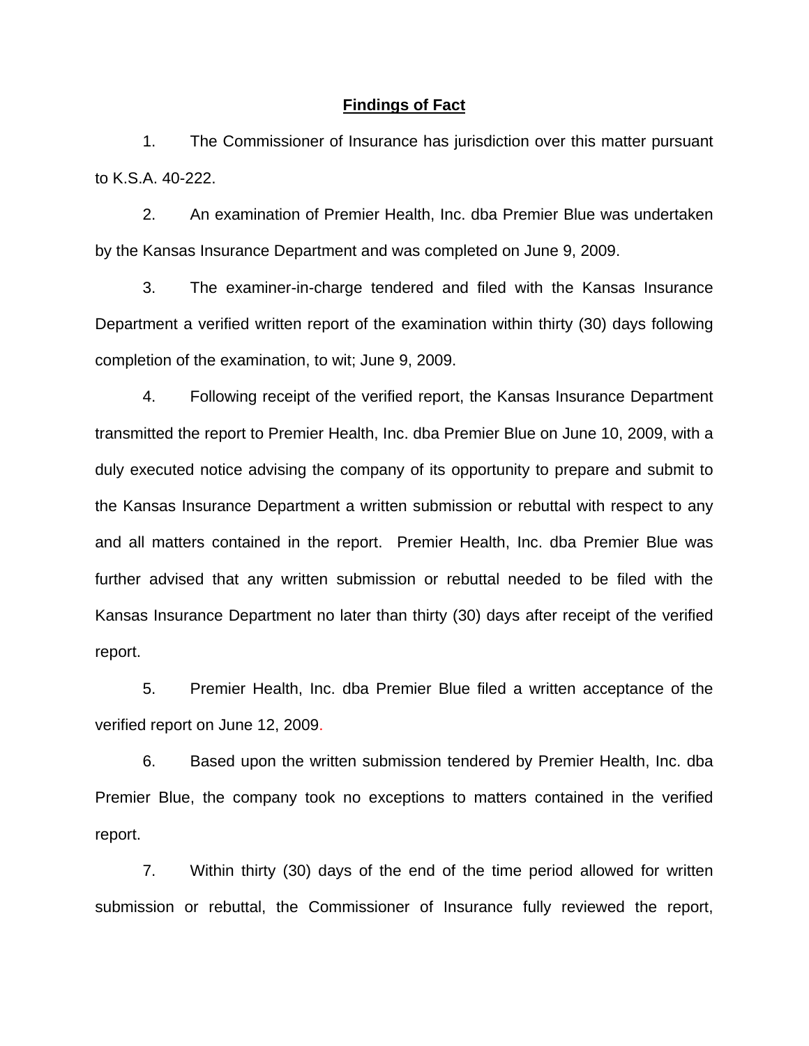**Findings of Fact**

1. The Commissioner of Insurance has jurisdiction over this matter pursuant to K.S.A. 40-222.

2. An examination of Premier Health, Inc. dba Premier Blue was undertaken by the Kansas Insurance Department and was completed on June 9, 2009.

3. The examiner-in-charge tendered and filed with the Kansas Insurance Department a verified written report of the examination within thirty (30) days following completion of the examination, to wit; June 9, 2009.

4. Following receipt of the verified report, the Kansas Insurance Department transmitted the report to Premier Health, Inc. dba Premier Blue on June 10, 2009, with a duly executed notice advising the company of its opportunity to prepare and submit to the Kansas Insurance Department a written submission or rebuttal with respect to any and all matters contained in the report. Premier Health, Inc. dba Premier Blue was further advised that any written submission or rebuttal needed to be filed with the Kansas Insurance Department no later than thirty (30) days after receipt of the verified report.

5. Premier Health, Inc. dba Premier Blue filed a written acceptance of the verified report on June 12, 2009.

6. Based upon the written submission tendered by Premier Health, Inc. dba Premier Blue, the company took no exceptions to matters contained in the verified report.

7. Within thirty (30) days of the end of the time period allowed for written submission or rebuttal, the Commissioner of Insurance fully reviewed the report,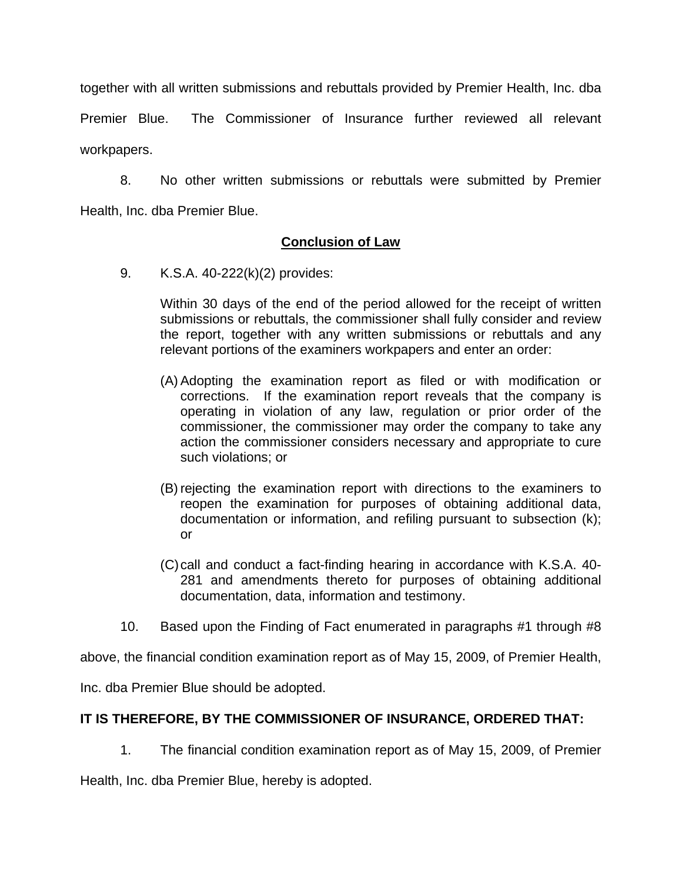together with all written submissions and rebuttals provided by Premier Health, Inc. dba Premier Blue. The Commissioner of Insurance further reviewed all relevant workpapers.

8. No other written submissions or rebuttals were submitted by Premier Health, Inc. dba Premier Blue.

## Conclusion of Law

9. K.S.A. 40-222(k)(2) provides:

> Within 30 days of the end of the period allowed for the receipt of written submissions or rebuttals, the commissioner shall fully consider and review the report, together with any written submissions or rebuttals and any relevant portions of the examiners workpapers and enter an order:
>
> (A) Adopting the examination report as filed or with modification or corrections. If the examination report reveals that the company is operating in violation of any law, regulation or prior order of the commissioner, the commissioner may order the company to take any action the commissioner considers necessary and appropriate to cure such violations; or
>
> (B) rejecting the examination report with directions to the examiners to reopen the examination for purposes of obtaining additional data, documentation or information, and refiling pursuant to subsection (k); or
>
> (C) call and conduct a fact-finding hearing in accordance with K.S.A. 40-281 and amendments thereto for purposes of obtaining additional documentation, data, information and testimony.

10. Based upon the Finding of Fact enumerated in paragraphs #1 through #8 above, the financial condition examination report as of May 15, 2009, of Premier Health, Inc. dba Premier Blue should be adopted.

**IT IS THEREFORE, BY THE COMMISSIONER OF INSURANCE, ORDERED THAT:**

1. The financial condition examination report as of May 15, 2009, of Premier Health, Inc. dba Premier Blue, hereby is adopted.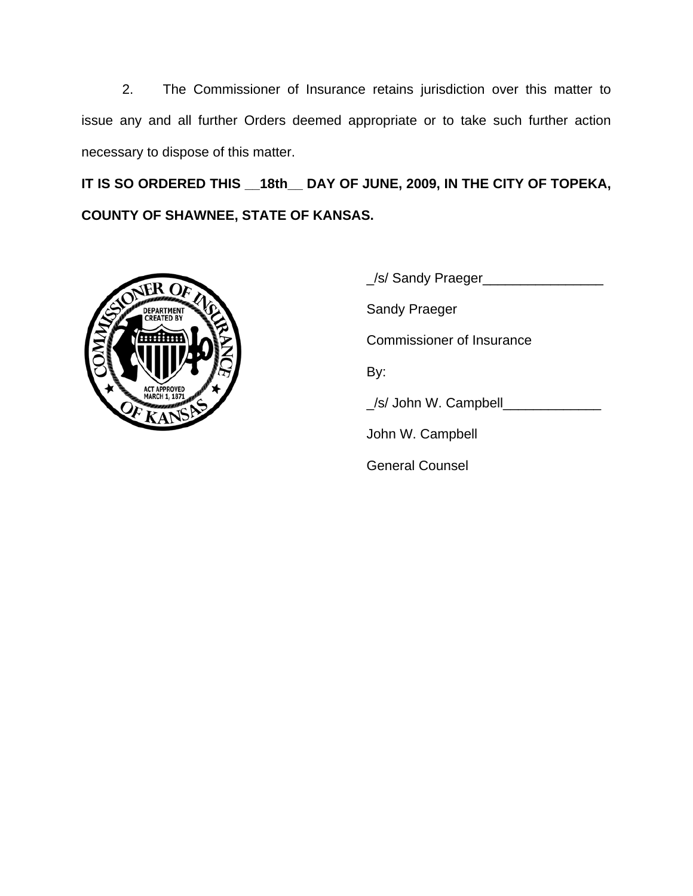2. The Commissioner of Insurance retains jurisdiction over this matter to issue any and all further Orders deemed appropriate or to take such further action necessary to dispose of this matter.

**IT IS SO ORDERED THIS __18th__ DAY OF JUNE, 2009, IN THE CITY OF TOPEKA, COUNTY OF SHAWNEE, STATE OF KANSAS.**

_/s/ Sandy Praeger________________

Sandy Praeger

Commissioner of Insurance

By:

_/s/ John W. Campbell_____________

John W. Campbell

General Counsel